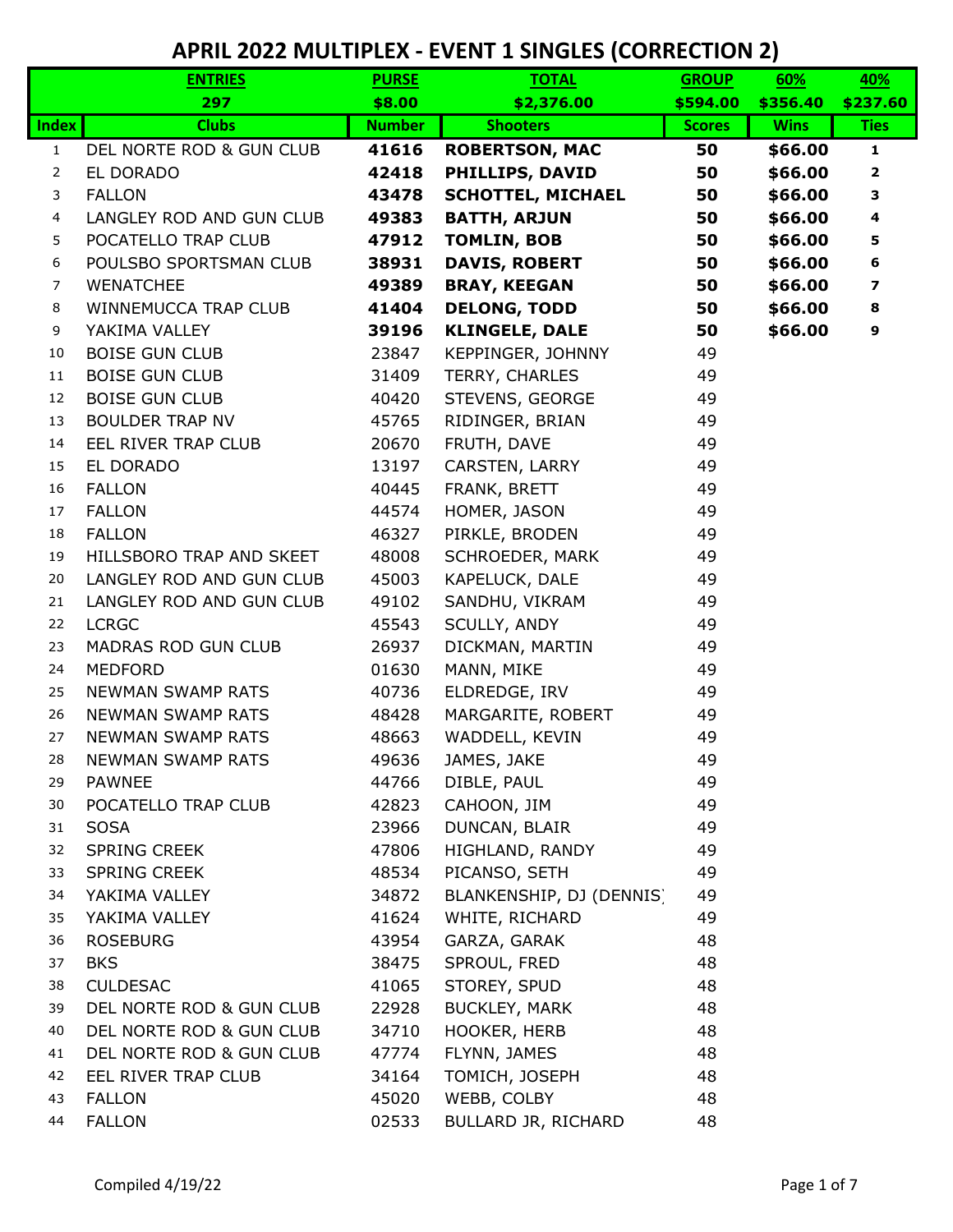# APRIL 2022 MULTIPLEX - EVENT 1 SINGLES (CORRECTION 2)

| | ENTRIES | PURSE | TOTAL | GROUP | 60% | 40% |
|---|---|---|---|---|---|---|
| | 297 | $8.00 | $2,376.00 | $594.00 | $356.40 | $237.60 |
| **Index** | **Clubs** | **Number** | **Shooters** | **Scores** | **Wins** | **Ties** |
| 1 | DEL NORTE ROD & GUN CLUB | **41616** | **ROBERTSON, MAC** | **50** | **$66.00** | **1** |
| 2 | EL DORADO | **42418** | **PHILLIPS, DAVID** | **50** | **$66.00** | **2** |
| 3 | FALLON | **43478** | **SCHOTTEL, MICHAEL** | **50** | **$66.00** | **3** |
| 4 | LANGLEY ROD AND GUN CLUB | **49383** | **BATTH, ARJUN** | **50** | **$66.00** | **4** |
| 5 | POCATELLO TRAP CLUB | **47912** | **TOMLIN, BOB** | **50** | **$66.00** | **5** |
| 6 | POULSBO SPORTSMAN CLUB | **38931** | **DAVIS, ROBERT** | **50** | **$66.00** | **6** |
| 7 | WENATCHEE | **49389** | **BRAY, KEEGAN** | **50** | **$66.00** | **7** |
| 8 | WINNEMUCCA TRAP CLUB | **41404** | **DELONG, TODD** | **50** | **$66.00** | **8** |
| 9 | YAKIMA VALLEY | **39196** | **KLINGELE, DALE** | **50** | **$66.00** | **9** |
| 10 | BOISE GUN CLUB | 23847 | KEPPINGER, JOHNNY | 49 | | |
| 11 | BOISE GUN CLUB | 31409 | TERRY, CHARLES | 49 | | |
| 12 | BOISE GUN CLUB | 40420 | STEVENS, GEORGE | 49 | | |
| 13 | BOULDER TRAP NV | 45765 | RIDINGER, BRIAN | 49 | | |
| 14 | EEL RIVER TRAP CLUB | 20670 | FRUTH, DAVE | 49 | | |
| 15 | EL DORADO | 13197 | CARSTEN, LARRY | 49 | | |
| 16 | FALLON | 40445 | FRANK, BRETT | 49 | | |
| 17 | FALLON | 44574 | HOMER, JASON | 49 | | |
| 18 | FALLON | 46327 | PIRKLE, BRODEN | 49 | | |
| 19 | HILLSBORO TRAP AND SKEET | 48008 | SCHROEDER, MARK | 49 | | |
| 20 | LANGLEY ROD AND GUN CLUB | 45003 | KAPELUCK, DALE | 49 | | |
| 21 | LANGLEY ROD AND GUN CLUB | 49102 | SANDHU, VIKRAM | 49 | | |
| 22 | LCRGC | 45543 | SCULLY, ANDY | 49 | | |
| 23 | MADRAS ROD GUN CLUB | 26937 | DICKMAN, MARTIN | 49 | | |
| 24 | MEDFORD | 01630 | MANN, MIKE | 49 | | |
| 25 | NEWMAN SWAMP RATS | 40736 | ELDREDGE, IRV | 49 | | |
| 26 | NEWMAN SWAMP RATS | 48428 | MARGARITE, ROBERT | 49 | | |
| 27 | NEWMAN SWAMP RATS | 48663 | WADDELL, KEVIN | 49 | | |
| 28 | NEWMAN SWAMP RATS | 49636 | JAMES, JAKE | 49 | | |
| 29 | PAWNEE | 44766 | DIBLE, PAUL | 49 | | |
| 30 | POCATELLO TRAP CLUB | 42823 | CAHOON, JIM | 49 | | |
| 31 | SOSA | 23966 | DUNCAN, BLAIR | 49 | | |
| 32 | SPRING CREEK | 47806 | HIGHLAND, RANDY | 49 | | |
| 33 | SPRING CREEK | 48534 | PICANSO, SETH | 49 | | |
| 34 | YAKIMA VALLEY | 34872 | BLANKENSHIP, DJ (DENNIS) | 49 | | |
| 35 | YAKIMA VALLEY | 41624 | WHITE, RICHARD | 49 | | |
| 36 | ROSEBURG | 43954 | GARZA, GARAK | 48 | | |
| 37 | BKS | 38475 | SPROUL, FRED | 48 | | |
| 38 | CULDESAC | 41065 | STOREY, SPUD | 48 | | |
| 39 | DEL NORTE ROD & GUN CLUB | 22928 | BUCKLEY, MARK | 48 | | |
| 40 | DEL NORTE ROD & GUN CLUB | 34710 | HOOKER, HERB | 48 | | |
| 41 | DEL NORTE ROD & GUN CLUB | 47774 | FLYNN, JAMES | 48 | | |
| 42 | EEL RIVER TRAP CLUB | 34164 | TOMICH, JOSEPH | 48 | | |
| 43 | FALLON | 45020 | WEBB, COLBY | 48 | | |
| 44 | FALLON | 02533 | BULLARD JR, RICHARD | 48 | | |

Compiled 4/19/22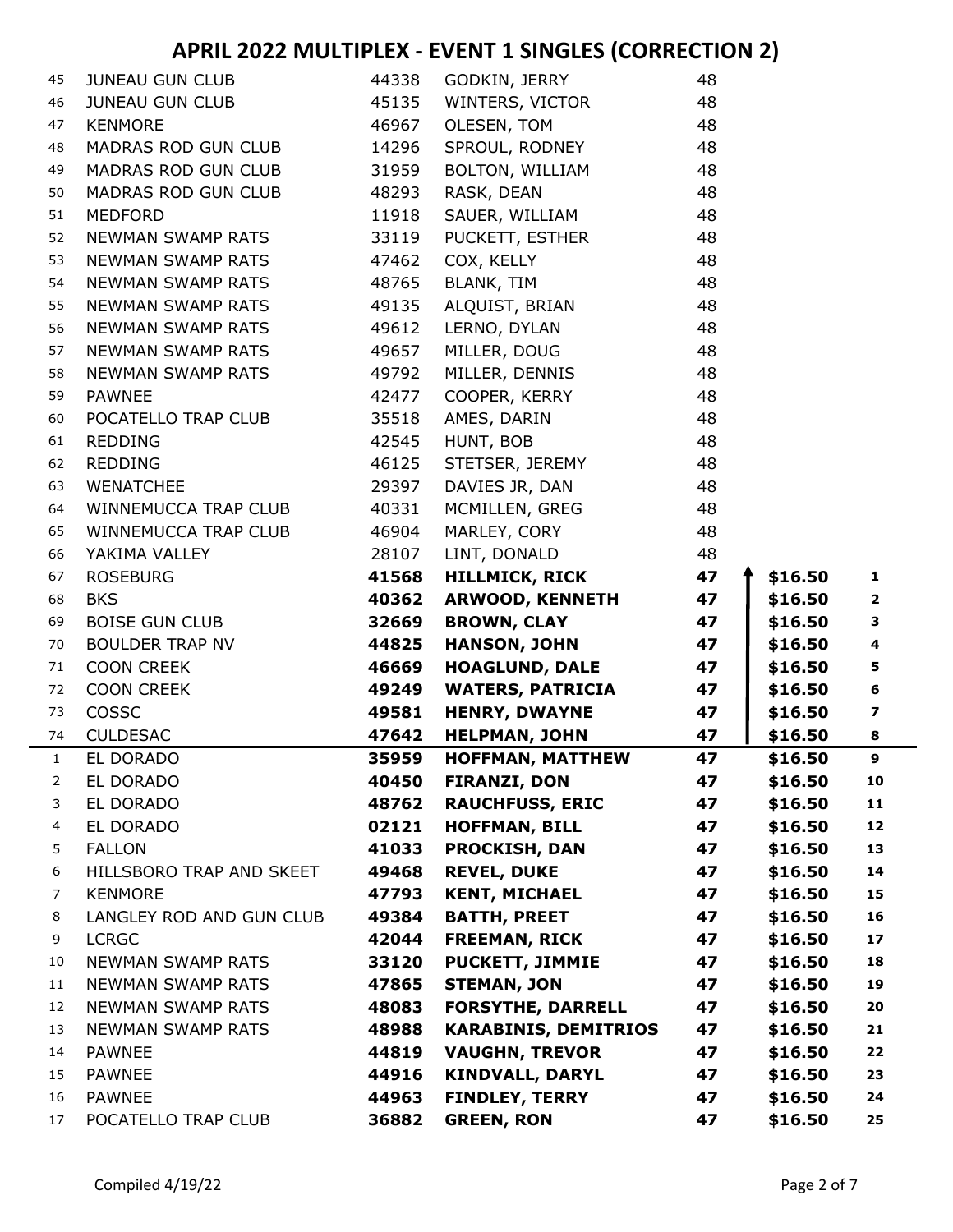# APRIL 2022 MULTIPLEX - EVENT 1 SINGLES (CORRECTION 2)

| # | Club | ID | Name | Score | Payout | Rank |
|---|---|---|---|---|---|---|
| 45 | JUNEAU GUN CLUB | 44338 | GODKIN, JERRY | 48 | | |
| 46 | JUNEAU GUN CLUB | 45135 | WINTERS, VICTOR | 48 | | |
| 47 | KENMORE | 46967 | OLESEN, TOM | 48 | | |
| 48 | MADRAS ROD GUN CLUB | 14296 | SPROUL, RODNEY | 48 | | |
| 49 | MADRAS ROD GUN CLUB | 31959 | BOLTON, WILLIAM | 48 | | |
| 50 | MADRAS ROD GUN CLUB | 48293 | RASK, DEAN | 48 | | |
| 51 | MEDFORD | 11918 | SAUER, WILLIAM | 48 | | |
| 52 | NEWMAN SWAMP RATS | 33119 | PUCKETT, ESTHER | 48 | | |
| 53 | NEWMAN SWAMP RATS | 47462 | COX, KELLY | 48 | | |
| 54 | NEWMAN SWAMP RATS | 48765 | BLANK, TIM | 48 | | |
| 55 | NEWMAN SWAMP RATS | 49135 | ALQUIST, BRIAN | 48 | | |
| 56 | NEWMAN SWAMP RATS | 49612 | LERNO, DYLAN | 48 | | |
| 57 | NEWMAN SWAMP RATS | 49657 | MILLER, DOUG | 48 | | |
| 58 | NEWMAN SWAMP RATS | 49792 | MILLER, DENNIS | 48 | | |
| 59 | PAWNEE | 42477 | COOPER, KERRY | 48 | | |
| 60 | POCATELLO TRAP CLUB | 35518 | AMES, DARIN | 48 | | |
| 61 | REDDING | 42545 | HUNT, BOB | 48 | | |
| 62 | REDDING | 46125 | STETSER, JEREMY | 48 | | |
| 63 | WENATCHEE | 29397 | DAVIES JR, DAN | 48 | | |
| 64 | WINNEMUCCA TRAP CLUB | 40331 | MCMILLEN, GREG | 48 | | |
| 65 | WINNEMUCCA TRAP CLUB | 46904 | MARLEY, CORY | 48 | | |
| 66 | YAKIMA VALLEY | 28107 | LINT, DONALD | 48 | | |
| 67 | ROSEBURG | **41568** | **HILLMICK, RICK** | **47** | **$16.50** | **1** |
| 68 | BKS | **40362** | **ARWOOD, KENNETH** | **47** | **$16.50** | **2** |
| 69 | BOISE GUN CLUB | **32669** | **BROWN, CLAY** | **47** | **$16.50** | **3** |
| 70 | BOULDER TRAP NV | **44825** | **HANSON, JOHN** | **47** | **$16.50** | **4** |
| 71 | COON CREEK | **46669** | **HOAGLUND, DALE** | **47** | **$16.50** | **5** |
| 72 | COON CREEK | **49249** | **WATERS, PATRICIA** | **47** | **$16.50** | **6** |
| 73 | COSSC | **49581** | **HENRY, DWAYNE** | **47** | **$16.50** | **7** |
| 74 | CULDESAC | **47642** | **HELPMAN, JOHN** | **47** | **$16.50** | **8** |
| 1 | EL DORADO | **35959** | **HOFFMAN, MATTHEW** | **47** | **$16.50** | **9** |
| 2 | EL DORADO | **40450** | **FIRANZI, DON** | **47** | **$16.50** | **10** |
| 3 | EL DORADO | **48762** | **RAUCHFUSS, ERIC** | **47** | **$16.50** | **11** |
| 4 | EL DORADO | **02121** | **HOFFMAN, BILL** | **47** | **$16.50** | **12** |
| 5 | FALLON | **41033** | **PROCKISH, DAN** | **47** | **$16.50** | **13** |
| 6 | HILLSBORO TRAP AND SKEET | **49468** | **REVEL, DUKE** | **47** | **$16.50** | **14** |
| 7 | KENMORE | **47793** | **KENT, MICHAEL** | **47** | **$16.50** | **15** |
| 8 | LANGLEY ROD AND GUN CLUB | **49384** | **BATTH, PREET** | **47** | **$16.50** | **16** |
| 9 | LCRGC | **42044** | **FREEMAN, RICK** | **47** | **$16.50** | **17** |
| 10 | NEWMAN SWAMP RATS | **33120** | **PUCKETT, JIMMIE** | **47** | **$16.50** | **18** |
| 11 | NEWMAN SWAMP RATS | **47865** | **STEMAN, JON** | **47** | **$16.50** | **19** |
| 12 | NEWMAN SWAMP RATS | **48083** | **FORSYTHE, DARRELL** | **47** | **$16.50** | **20** |
| 13 | NEWMAN SWAMP RATS | **48988** | **KARABINIS, DEMITRIOS** | **47** | **$16.50** | **21** |
| 14 | PAWNEE | **44819** | **VAUGHN, TREVOR** | **47** | **$16.50** | **22** |
| 15 | PAWNEE | **44916** | **KINDVALL, DARYL** | **47** | **$16.50** | **23** |
| 16 | PAWNEE | **44963** | **FINDLEY, TERRY** | **47** | **$16.50** | **24** |
| 17 | POCATELLO TRAP CLUB | **36882** | **GREEN, RON** | **47** | **$16.50** | **25** |

Compiled 4/19/22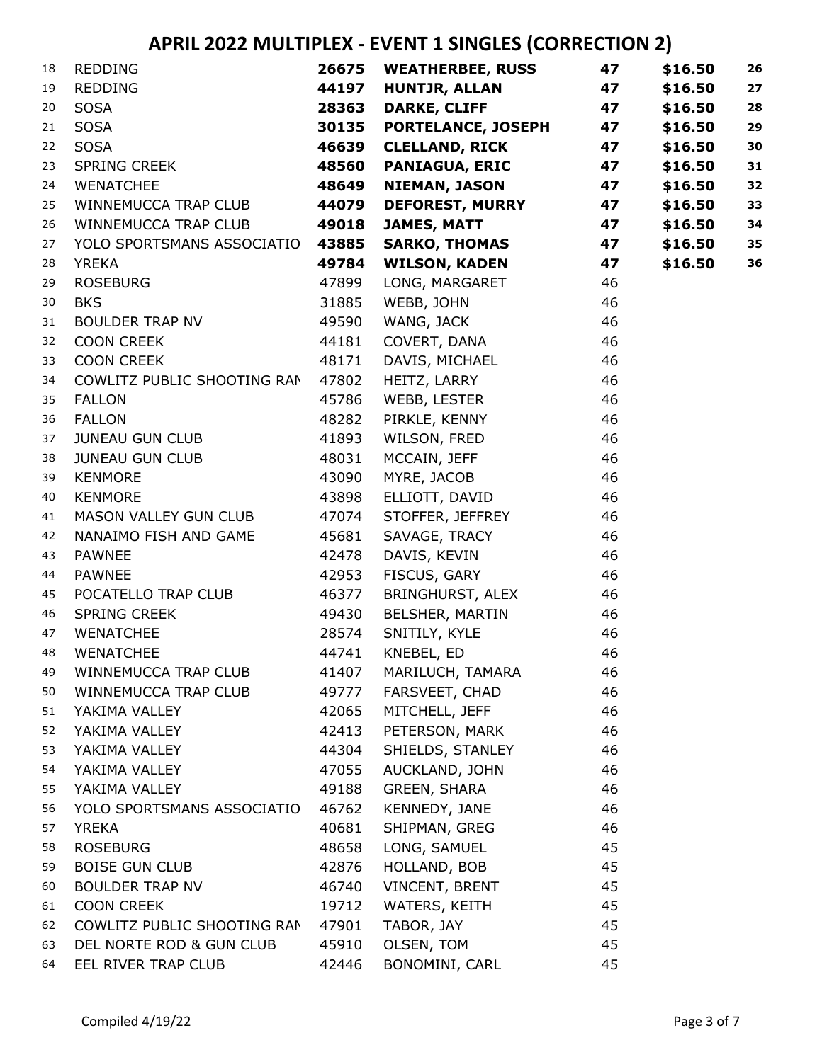# APRIL 2022 MULTIPLEX - EVENT 1 SINGLES (CORRECTION 2)

| | | | | | | |
|---|---|---|---|---|---|---|
| 18 | REDDING | **26675** | **WEATHERBEE, RUSS** | **47** | **$16.50** | **26** |
| 19 | REDDING | **44197** | **HUNTJR, ALLAN** | **47** | **$16.50** | **27** |
| 20 | SOSA | **28363** | **DARKE, CLIFF** | **47** | **$16.50** | **28** |
| 21 | SOSA | **30135** | **PORTELANCE, JOSEPH** | **47** | **$16.50** | **29** |
| 22 | SOSA | **46639** | **CLELLAND, RICK** | **47** | **$16.50** | **30** |
| 23 | SPRING CREEK | **48560** | **PANIAGUA, ERIC** | **47** | **$16.50** | **31** |
| 24 | WENATCHEE | **48649** | **NIEMAN, JASON** | **47** | **$16.50** | **32** |
| 25 | WINNEMUCCA TRAP CLUB | **44079** | **DEFOREST, MURRY** | **47** | **$16.50** | **33** |
| 26 | WINNEMUCCA TRAP CLUB | **49018** | **JAMES, MATT** | **47** | **$16.50** | **34** |
| 27 | YOLO SPORTSMANS ASSOCIATIO | **43885** | **SARKO, THOMAS** | **47** | **$16.50** | **35** |
| 28 | YREKA | **49784** | **WILSON, KADEN** | **47** | **$16.50** | **36** |
| 29 | ROSEBURG | 47899 | LONG, MARGARET | 46 | | |
| 30 | BKS | 31885 | WEBB, JOHN | 46 | | |
| 31 | BOULDER TRAP NV | 49590 | WANG, JACK | 46 | | |
| 32 | COON CREEK | 44181 | COVERT, DANA | 46 | | |
| 33 | COON CREEK | 48171 | DAVIS, MICHAEL | 46 | | |
| 34 | COWLITZ PUBLIC SHOOTING RAN | 47802 | HEITZ, LARRY | 46 | | |
| 35 | FALLON | 45786 | WEBB, LESTER | 46 | | |
| 36 | FALLON | 48282 | PIRKLE, KENNY | 46 | | |
| 37 | JUNEAU GUN CLUB | 41893 | WILSON, FRED | 46 | | |
| 38 | JUNEAU GUN CLUB | 48031 | MCCAIN, JEFF | 46 | | |
| 39 | KENMORE | 43090 | MYRE, JACOB | 46 | | |
| 40 | KENMORE | 43898 | ELLIOTT, DAVID | 46 | | |
| 41 | MASON VALLEY GUN CLUB | 47074 | STOFFER, JEFFREY | 46 | | |
| 42 | NANAIMO FISH AND GAME | 45681 | SAVAGE, TRACY | 46 | | |
| 43 | PAWNEE | 42478 | DAVIS, KEVIN | 46 | | |
| 44 | PAWNEE | 42953 | FISCUS, GARY | 46 | | |
| 45 | POCATELLO TRAP CLUB | 46377 | BRINGHURST, ALEX | 46 | | |
| 46 | SPRING CREEK | 49430 | BELSHER, MARTIN | 46 | | |
| 47 | WENATCHEE | 28574 | SNITILY, KYLE | 46 | | |
| 48 | WENATCHEE | 44741 | KNEBEL, ED | 46 | | |
| 49 | WINNEMUCCA TRAP CLUB | 41407 | MARILUCH, TAMARA | 46 | | |
| 50 | WINNEMUCCA TRAP CLUB | 49777 | FARSVEET, CHAD | 46 | | |
| 51 | YAKIMA VALLEY | 42065 | MITCHELL, JEFF | 46 | | |
| 52 | YAKIMA VALLEY | 42413 | PETERSON, MARK | 46 | | |
| 53 | YAKIMA VALLEY | 44304 | SHIELDS, STANLEY | 46 | | |
| 54 | YAKIMA VALLEY | 47055 | AUCKLAND, JOHN | 46 | | |
| 55 | YAKIMA VALLEY | 49188 | GREEN, SHARA | 46 | | |
| 56 | YOLO SPORTSMANS ASSOCIATIO | 46762 | KENNEDY, JANE | 46 | | |
| 57 | YREKA | 40681 | SHIPMAN, GREG | 46 | | |
| 58 | ROSEBURG | 48658 | LONG, SAMUEL | 45 | | |
| 59 | BOISE GUN CLUB | 42876 | HOLLAND, BOB | 45 | | |
| 60 | BOULDER TRAP NV | 46740 | VINCENT, BRENT | 45 | | |
| 61 | COON CREEK | 19712 | WATERS, KEITH | 45 | | |
| 62 | COWLITZ PUBLIC SHOOTING RAN | 47901 | TABOR, JAY | 45 | | |
| 63 | DEL NORTE ROD & GUN CLUB | 45910 | OLSEN, TOM | 45 | | |
| 64 | EEL RIVER TRAP CLUB | 42446 | BONOMINI, CARL | 45 | | |

Compiled 4/19/22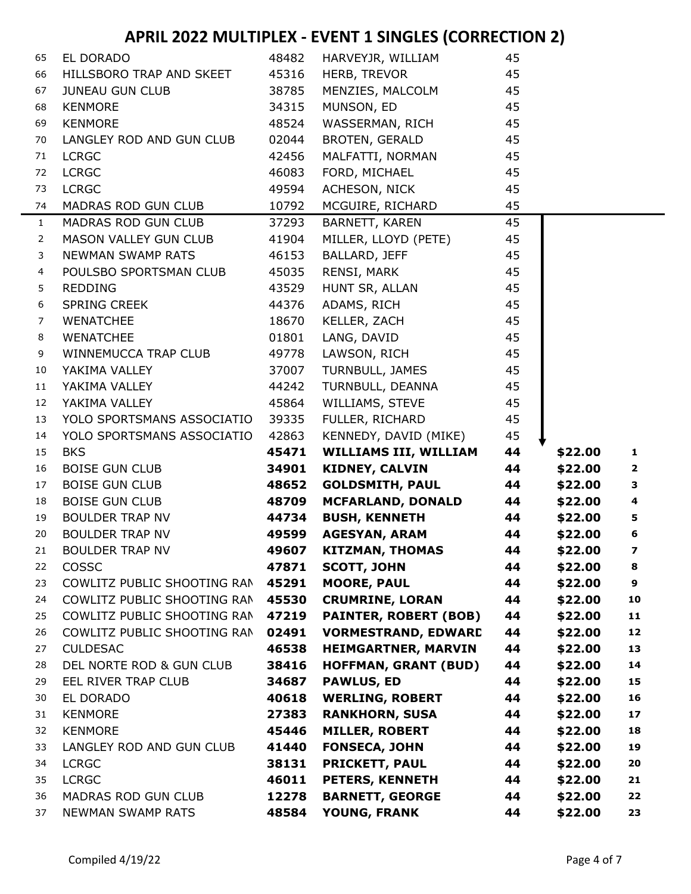# APRIL 2022 MULTIPLEX - EVENT 1 SINGLES (CORRECTION 2)

| # | Club | ID | Name | Score | Amount | Place |
|---|---|---|---|---|---|---|
| 65 | EL DORADO | 48482 | HARVEYJR, WILLIAM | 45 | | |
| 66 | HILLSBORO TRAP AND SKEET | 45316 | HERB, TREVOR | 45 | | |
| 67 | JUNEAU GUN CLUB | 38785 | MENZIES, MALCOLM | 45 | | |
| 68 | KENMORE | 34315 | MUNSON, ED | 45 | | |
| 69 | KENMORE | 48524 | WASSERMAN, RICH | 45 | | |
| 70 | LANGLEY ROD AND GUN CLUB | 02044 | BROTEN, GERALD | 45 | | |
| 71 | LCRGC | 42456 | MALFATTI, NORMAN | 45 | | |
| 72 | LCRGC | 46083 | FORD, MICHAEL | 45 | | |
| 73 | LCRGC | 49594 | ACHESON, NICK | 45 | | |
| 74 | MADRAS ROD GUN CLUB | 10792 | MCGUIRE, RICHARD | 45 | | |
| 1 | MADRAS ROD GUN CLUB | 37293 | BARNETT, KAREN | 45 | | |
| 2 | MASON VALLEY GUN CLUB | 41904 | MILLER, LLOYD (PETE) | 45 | | |
| 3 | NEWMAN SWAMP RATS | 46153 | BALLARD, JEFF | 45 | | |
| 4 | POULSBO SPORTSMAN CLUB | 45035 | RENSI, MARK | 45 | | |
| 5 | REDDING | 43529 | HUNT SR, ALLAN | 45 | | |
| 6 | SPRING CREEK | 44376 | ADAMS, RICH | 45 | | |
| 7 | WENATCHEE | 18670 | KELLER, ZACH | 45 | | |
| 8 | WENATCHEE | 01801 | LANG, DAVID | 45 | | |
| 9 | WINNEMUCCA TRAP CLUB | 49778 | LAWSON, RICH | 45 | | |
| 10 | YAKIMA VALLEY | 37007 | TURNBULL, JAMES | 45 | | |
| 11 | YAKIMA VALLEY | 44242 | TURNBULL, DEANNA | 45 | | |
| 12 | YAKIMA VALLEY | 45864 | WILLIAMS, STEVE | 45 | | |
| 13 | YOLO SPORTSMANS ASSOCIATIO | 39335 | FULLER, RICHARD | 45 | | |
| 14 | YOLO SPORTSMANS ASSOCIATIO | 42863 | KENNEDY, DAVID (MIKE) | 45 | | |
| 15 | BKS | **45471** | **WILLIAMS III, WILLIAM** | **44** | **$22.00** | **1** |
| 16 | BOISE GUN CLUB | **34901** | **KIDNEY, CALVIN** | **44** | **$22.00** | **2** |
| 17 | BOISE GUN CLUB | **48652** | **GOLDSMITH, PAUL** | **44** | **$22.00** | **3** |
| 18 | BOISE GUN CLUB | **48709** | **MCFARLAND, DONALD** | **44** | **$22.00** | **4** |
| 19 | BOULDER TRAP NV | **44734** | **BUSH, KENNETH** | **44** | **$22.00** | **5** |
| 20 | BOULDER TRAP NV | **49599** | **AGESYAN, ARAM** | **44** | **$22.00** | **6** |
| 21 | BOULDER TRAP NV | **49607** | **KITZMAN, THOMAS** | **44** | **$22.00** | **7** |
| 22 | COSSC | **47871** | **SCOTT, JOHN** | **44** | **$22.00** | **8** |
| 23 | COWLITZ PUBLIC SHOOTING RAN | **45291** | **MOORE, PAUL** | **44** | **$22.00** | **9** |
| 24 | COWLITZ PUBLIC SHOOTING RAN | **45530** | **CRUMRINE, LORAN** | **44** | **$22.00** | **10** |
| 25 | COWLITZ PUBLIC SHOOTING RAN | **47219** | **PAINTER, ROBERT (BOB)** | **44** | **$22.00** | **11** |
| 26 | COWLITZ PUBLIC SHOOTING RAN | **02491** | **VORMESTRAND, EDWARD** | **44** | **$22.00** | **12** |
| 27 | CULDESAC | **46538** | **HEIMGARTNER, MARVIN** | **44** | **$22.00** | **13** |
| 28 | DEL NORTE ROD & GUN CLUB | **38416** | **HOFFMAN, GRANT (BUD)** | **44** | **$22.00** | **14** |
| 29 | EEL RIVER TRAP CLUB | **34687** | **PAWLUS, ED** | **44** | **$22.00** | **15** |
| 30 | EL DORADO | **40618** | **WERLING, ROBERT** | **44** | **$22.00** | **16** |
| 31 | KENMORE | **27383** | **RANKHORN, SUSA** | **44** | **$22.00** | **17** |
| 32 | KENMORE | **45446** | **MILLER, ROBERT** | **44** | **$22.00** | **18** |
| 33 | LANGLEY ROD AND GUN CLUB | **41440** | **FONSECA, JOHN** | **44** | **$22.00** | **19** |
| 34 | LCRGC | **38131** | **PRICKETT, PAUL** | **44** | **$22.00** | **20** |
| 35 | LCRGC | **46011** | **PETERS, KENNETH** | **44** | **$22.00** | **21** |
| 36 | MADRAS ROD GUN CLUB | **12278** | **BARNETT, GEORGE** | **44** | **$22.00** | **22** |
| 37 | NEWMAN SWAMP RATS | **48584** | **YOUNG, FRANK** | **44** | **$22.00** | **23** |

Compiled 4/19/22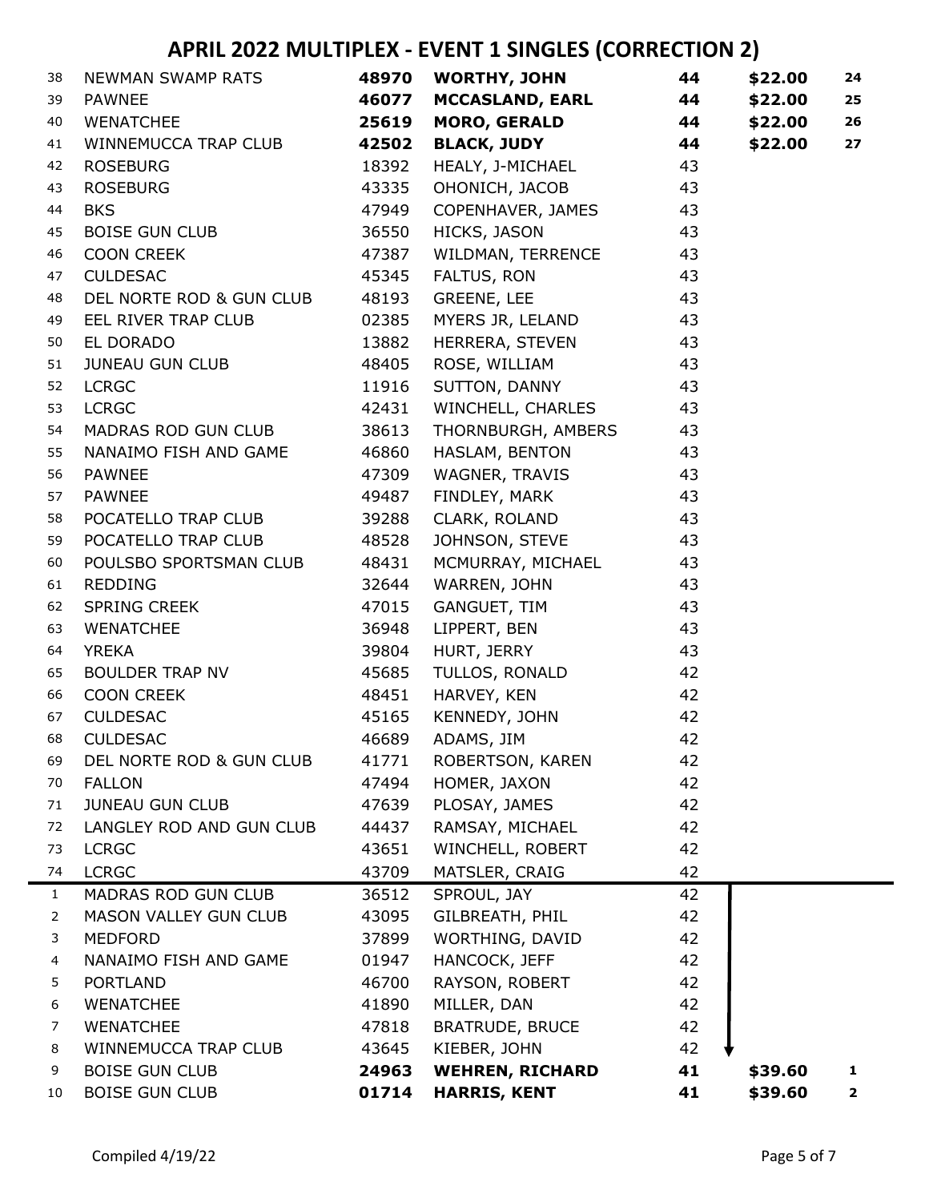# APRIL 2022 MULTIPLEX - EVENT 1 SINGLES (CORRECTION 2)

| | | | | | | |
|---|---|---|---|---|---|---|
| 38 | NEWMAN SWAMP RATS | **48970** | **WORTHY, JOHN** | **44** | **$22.00** | **24** |
| 39 | PAWNEE | **46077** | **MCCASLAND, EARL** | **44** | **$22.00** | **25** |
| 40 | WENATCHEE | **25619** | **MORO, GERALD** | **44** | **$22.00** | **26** |
| 41 | WINNEMUCCA TRAP CLUB | **42502** | **BLACK, JUDY** | **44** | **$22.00** | **27** |
| 42 | ROSEBURG | 18392 | HEALY, J-MICHAEL | 43 | | |
| 43 | ROSEBURG | 43335 | OHONICH, JACOB | 43 | | |
| 44 | BKS | 47949 | COPENHAVER, JAMES | 43 | | |
| 45 | BOISE GUN CLUB | 36550 | HICKS, JASON | 43 | | |
| 46 | COON CREEK | 47387 | WILDMAN, TERRENCE | 43 | | |
| 47 | CULDESAC | 45345 | FALTUS, RON | 43 | | |
| 48 | DEL NORTE ROD & GUN CLUB | 48193 | GREENE, LEE | 43 | | |
| 49 | EEL RIVER TRAP CLUB | 02385 | MYERS JR, LELAND | 43 | | |
| 50 | EL DORADO | 13882 | HERRERA, STEVEN | 43 | | |
| 51 | JUNEAU GUN CLUB | 48405 | ROSE, WILLIAM | 43 | | |
| 52 | LCRGC | 11916 | SUTTON, DANNY | 43 | | |
| 53 | LCRGC | 42431 | WINCHELL, CHARLES | 43 | | |
| 54 | MADRAS ROD GUN CLUB | 38613 | THORNBURGH, AMBERS | 43 | | |
| 55 | NANAIMO FISH AND GAME | 46860 | HASLAM, BENTON | 43 | | |
| 56 | PAWNEE | 47309 | WAGNER, TRAVIS | 43 | | |
| 57 | PAWNEE | 49487 | FINDLEY, MARK | 43 | | |
| 58 | POCATELLO TRAP CLUB | 39288 | CLARK, ROLAND | 43 | | |
| 59 | POCATELLO TRAP CLUB | 48528 | JOHNSON, STEVE | 43 | | |
| 60 | POULSBO SPORTSMAN CLUB | 48431 | MCMURRAY, MICHAEL | 43 | | |
| 61 | REDDING | 32644 | WARREN, JOHN | 43 | | |
| 62 | SPRING CREEK | 47015 | GANGUET, TIM | 43 | | |
| 63 | WENATCHEE | 36948 | LIPPERT, BEN | 43 | | |
| 64 | YREKA | 39804 | HURT, JERRY | 43 | | |
| 65 | BOULDER TRAP NV | 45685 | TULLOS, RONALD | 42 | | |
| 66 | COON CREEK | 48451 | HARVEY, KEN | 42 | | |
| 67 | CULDESAC | 45165 | KENNEDY, JOHN | 42 | | |
| 68 | CULDESAC | 46689 | ADAMS, JIM | 42 | | |
| 69 | DEL NORTE ROD & GUN CLUB | 41771 | ROBERTSON, KAREN | 42 | | |
| 70 | FALLON | 47494 | HOMER, JAXON | 42 | | |
| 71 | JUNEAU GUN CLUB | 47639 | PLOSAY, JAMES | 42 | | |
| 72 | LANGLEY ROD AND GUN CLUB | 44437 | RAMSAY, MICHAEL | 42 | | |
| 73 | LCRGC | 43651 | WINCHELL, ROBERT | 42 | | |
| 74 | LCRGC | 43709 | MATSLER, CRAIG | 42 | | |
| 1 | MADRAS ROD GUN CLUB | 36512 | SPROUL, JAY | 42 | | |
| 2 | MASON VALLEY GUN CLUB | 43095 | GILBREATH, PHIL | 42 | | |
| 3 | MEDFORD | 37899 | WORTHING, DAVID | 42 | | |
| 4 | NANAIMO FISH AND GAME | 01947 | HANCOCK, JEFF | 42 | | |
| 5 | PORTLAND | 46700 | RAYSON, ROBERT | 42 | | |
| 6 | WENATCHEE | 41890 | MILLER, DAN | 42 | | |
| 7 | WENATCHEE | 47818 | BRATRUDE, BRUCE | 42 | | |
| 8 | WINNEMUCCA TRAP CLUB | 43645 | KIEBER, JOHN | 42 | | |
| 9 | BOISE GUN CLUB | **24963** | **WEHREN, RICHARD** | **41** | **$39.60** | **1** |
| 10 | BOISE GUN CLUB | **01714** | **HARRIS, KENT** | **41** | **$39.60** | **2** |

Compiled 4/19/22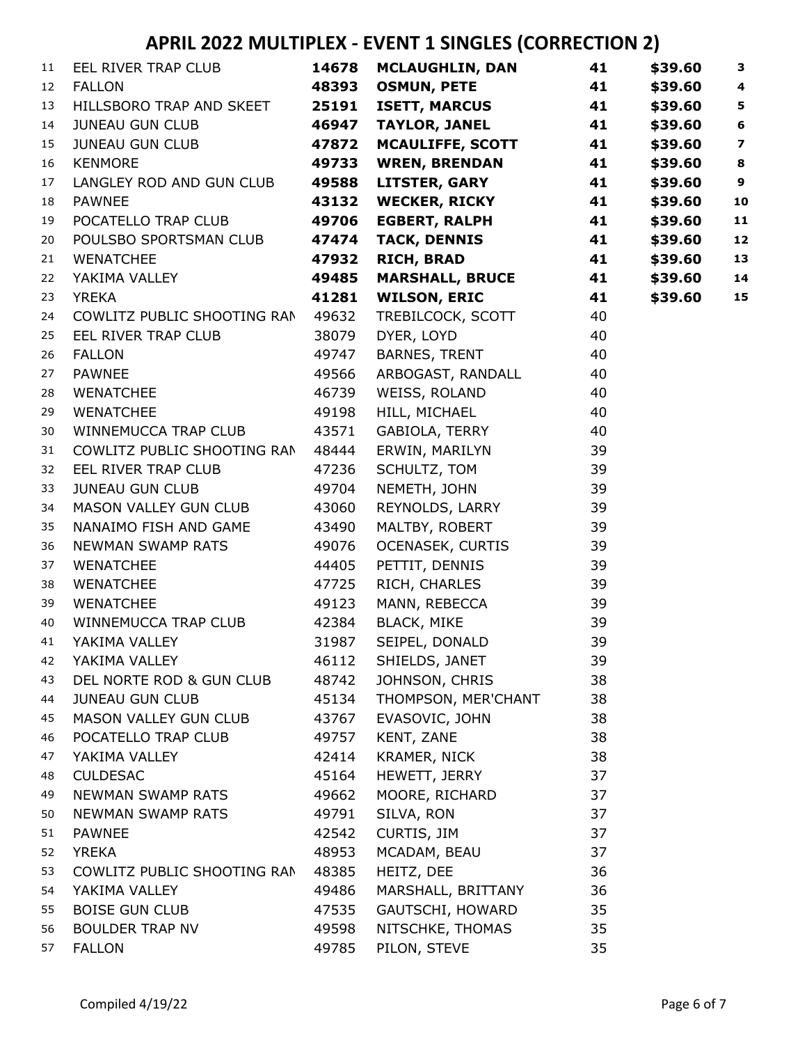# APRIL 2022 MULTIPLEX - EVENT 1 SINGLES (CORRECTION 2)

| | | | | | | |
|---|---|---|---|---|---|---|
| 11 | EEL RIVER TRAP CLUB | **14678** | **MCLAUGHLIN, DAN** | **41** | **$39.60** | **3** |
| 12 | FALLON | **48393** | **OSMUN, PETE** | **41** | **$39.60** | **4** |
| 13 | HILLSBORO TRAP AND SKEET | **25191** | **ISETT, MARCUS** | **41** | **$39.60** | **5** |
| 14 | JUNEAU GUN CLUB | **46947** | **TAYLOR, JANEL** | **41** | **$39.60** | **6** |
| 15 | JUNEAU GUN CLUB | **47872** | **MCAULIFFE, SCOTT** | **41** | **$39.60** | **7** |
| 16 | KENMORE | **49733** | **WREN, BRENDAN** | **41** | **$39.60** | **8** |
| 17 | LANGLEY ROD AND GUN CLUB | **49588** | **LITSTER, GARY** | **41** | **$39.60** | **9** |
| 18 | PAWNEE | **43132** | **WECKER, RICKY** | **41** | **$39.60** | **10** |
| 19 | POCATELLO TRAP CLUB | **49706** | **EGBERT, RALPH** | **41** | **$39.60** | **11** |
| 20 | POULSBO SPORTSMAN CLUB | **47474** | **TACK, DENNIS** | **41** | **$39.60** | **12** |
| 21 | WENATCHEE | **47932** | **RICH, BRAD** | **41** | **$39.60** | **13** |
| 22 | YAKIMA VALLEY | **49485** | **MARSHALL, BRUCE** | **41** | **$39.60** | **14** |
| 23 | YREKA | **41281** | **WILSON, ERIC** | **41** | **$39.60** | **15** |
| 24 | COWLITZ PUBLIC SHOOTING RAN | 49632 | TREBILCOCK, SCOTT | 40 | | |
| 25 | EEL RIVER TRAP CLUB | 38079 | DYER, LOYD | 40 | | |
| 26 | FALLON | 49747 | BARNES, TRENT | 40 | | |
| 27 | PAWNEE | 49566 | ARBOGAST, RANDALL | 40 | | |
| 28 | WENATCHEE | 46739 | WEISS, ROLAND | 40 | | |
| 29 | WENATCHEE | 49198 | HILL, MICHAEL | 40 | | |
| 30 | WINNEMUCCA TRAP CLUB | 43571 | GABIOLA, TERRY | 40 | | |
| 31 | COWLITZ PUBLIC SHOOTING RAN | 48444 | ERWIN, MARILYN | 39 | | |
| 32 | EEL RIVER TRAP CLUB | 47236 | SCHULTZ, TOM | 39 | | |
| 33 | JUNEAU GUN CLUB | 49704 | NEMETH, JOHN | 39 | | |
| 34 | MASON VALLEY GUN CLUB | 43060 | REYNOLDS, LARRY | 39 | | |
| 35 | NANAIMO FISH AND GAME | 43490 | MALTBY, ROBERT | 39 | | |
| 36 | NEWMAN SWAMP RATS | 49076 | OCENASEK, CURTIS | 39 | | |
| 37 | WENATCHEE | 44405 | PETTIT, DENNIS | 39 | | |
| 38 | WENATCHEE | 47725 | RICH, CHARLES | 39 | | |
| 39 | WENATCHEE | 49123 | MANN, REBECCA | 39 | | |
| 40 | WINNEMUCCA TRAP CLUB | 42384 | BLACK, MIKE | 39 | | |
| 41 | YAKIMA VALLEY | 31987 | SEIPEL, DONALD | 39 | | |
| 42 | YAKIMA VALLEY | 46112 | SHIELDS, JANET | 39 | | |
| 43 | DEL NORTE ROD & GUN CLUB | 48742 | JOHNSON, CHRIS | 38 | | |
| 44 | JUNEAU GUN CLUB | 45134 | THOMPSON, MER'CHANT | 38 | | |
| 45 | MASON VALLEY GUN CLUB | 43767 | EVASOVIC, JOHN | 38 | | |
| 46 | POCATELLO TRAP CLUB | 49757 | KENT, ZANE | 38 | | |
| 47 | YAKIMA VALLEY | 42414 | KRAMER, NICK | 38 | | |
| 48 | CULDESAC | 45164 | HEWETT, JERRY | 37 | | |
| 49 | NEWMAN SWAMP RATS | 49662 | MOORE, RICHARD | 37 | | |
| 50 | NEWMAN SWAMP RATS | 49791 | SILVA, RON | 37 | | |
| 51 | PAWNEE | 42542 | CURTIS, JIM | 37 | | |
| 52 | YREKA | 48953 | MCADAM, BEAU | 37 | | |
| 53 | COWLITZ PUBLIC SHOOTING RAN | 48385 | HEITZ, DEE | 36 | | |
| 54 | YAKIMA VALLEY | 49486 | MARSHALL, BRITTANY | 36 | | |
| 55 | BOISE GUN CLUB | 47535 | GAUTSCHI, HOWARD | 35 | | |
| 56 | BOULDER TRAP NV | 49598 | NITSCHKE, THOMAS | 35 | | |
| 57 | FALLON | 49785 | PILON, STEVE | 35 | | |

Compiled 4/19/22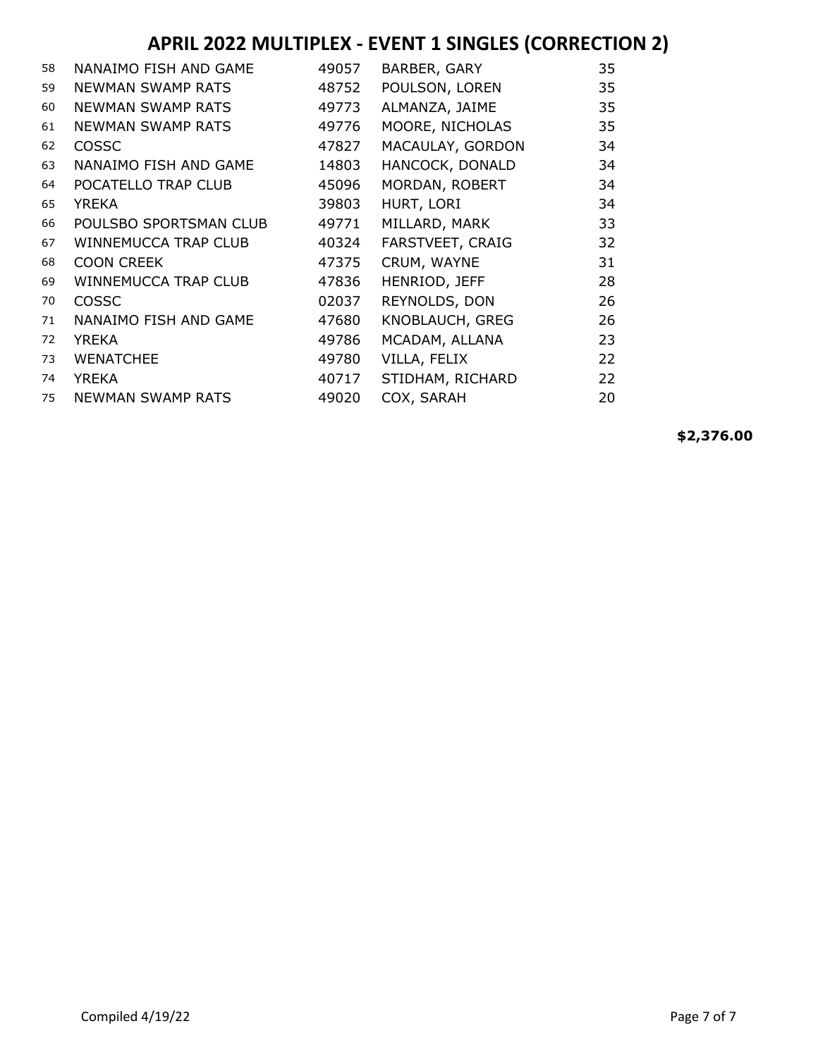# APRIL 2022 MULTIPLEX - EVENT 1 SINGLES (CORRECTION 2)

| | | | | |
|---|---|---|---|---|
| 58 | NANAIMO FISH AND GAME | 49057 | BARBER, GARY | 35 |
| 59 | NEWMAN SWAMP RATS | 48752 | POULSON, LOREN | 35 |
| 60 | NEWMAN SWAMP RATS | 49773 | ALMANZA, JAIME | 35 |
| 61 | NEWMAN SWAMP RATS | 49776 | MOORE, NICHOLAS | 35 |
| 62 | COSSC | 47827 | MACAULAY, GORDON | 34 |
| 63 | NANAIMO FISH AND GAME | 14803 | HANCOCK, DONALD | 34 |
| 64 | POCATELLO TRAP CLUB | 45096 | MORDAN, ROBERT | 34 |
| 65 | YREKA | 39803 | HURT, LORI | 34 |
| 66 | POULSBO SPORTSMAN CLUB | 49771 | MILLARD, MARK | 33 |
| 67 | WINNEMUCCA TRAP CLUB | 40324 | FARSTVEET, CRAIG | 32 |
| 68 | COON CREEK | 47375 | CRUM, WAYNE | 31 |
| 69 | WINNEMUCCA TRAP CLUB | 47836 | HENRIOD, JEFF | 28 |
| 70 | COSSC | 02037 | REYNOLDS, DON | 26 |
| 71 | NANAIMO FISH AND GAME | 47680 | KNOBLAUCH, GREG | 26 |
| 72 | YREKA | 49786 | MCADAM, ALLANA | 23 |
| 73 | WENATCHEE | 49780 | VILLA, FELIX | 22 |
| 74 | YREKA | 40717 | STIDHAM, RICHARD | 22 |
| 75 | NEWMAN SWAMP RATS | 49020 | COX, SARAH | 20 |

**$2,376.00**

Compiled 4/19/22